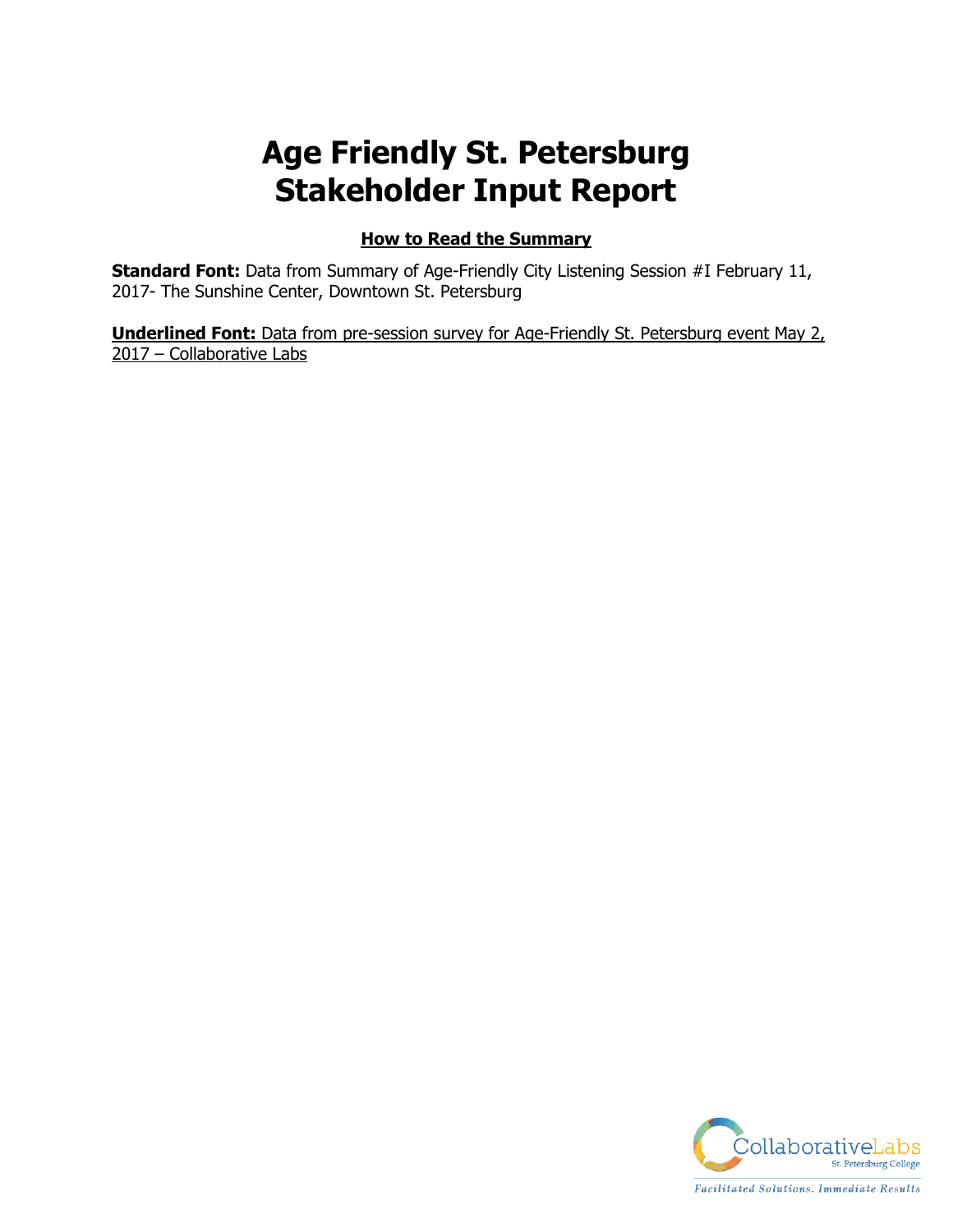# Age Friendly St. Petersburg
# Stakeholder Input Report

**<u>How to Read the Summary</u>**

**Standard Font:** Data from Summary of Age-Friendly City Listening Session #I February 11, 2017- The Sunshine Center, Downtown St. Petersburg

<u>**Underlined Font:** Data from pre-session survey for Age-Friendly St. Petersburg event May 2, 2017 – Collaborative Labs</u>

CollaborativeLabs
St. Petersburg College

*Facilitated Solutions. Immediate Results*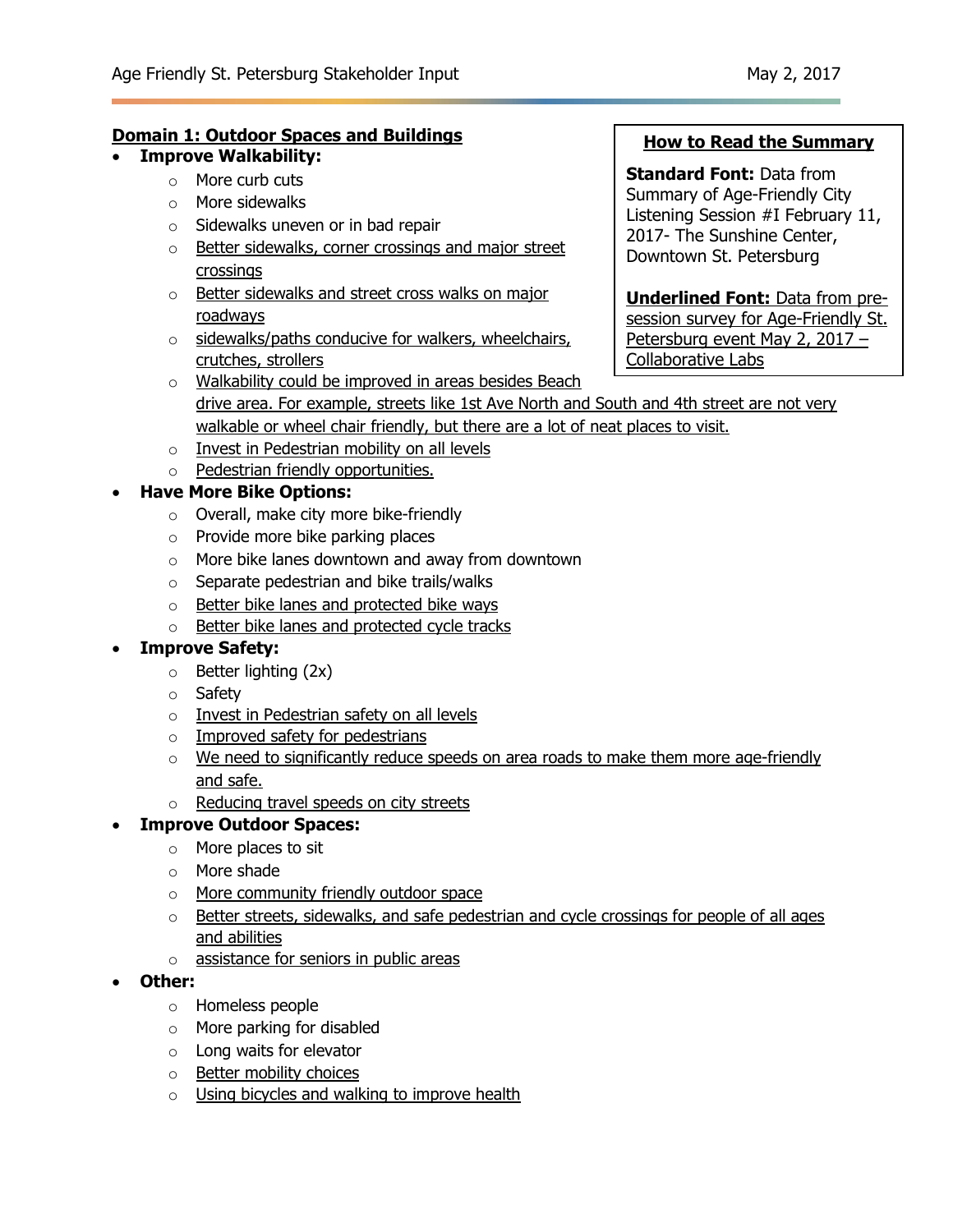## Domain 1: Outdoor Spaces and Buildings

> **How to Read the Summary**
>
> **Standard Font:** Data from Summary of Age-Friendly City Listening Session #I February 11, 2017- The Sunshine Center, Downtown St. Petersburg
>
> <u>**Underlined Font:** Data from pre-session survey for Age-Friendly St. Petersburg event May 2, 2017 – Collaborative Labs</u>

- **Improve Walkability:**
  - More curb cuts
  - More sidewalks
  - Sidewalks uneven or in bad repair
  - <u>Better sidewalks, corner crossings and major street crossings</u>
  - <u>Better sidewalks and street cross walks on major roadways</u>
  - <u>sidewalks/paths conducive for walkers, wheelchairs, crutches, strollers</u>
  - <u>Walkability could be improved in areas besides Beach drive area. For example, streets like 1st Ave North and South and 4th street are not very walkable or wheel chair friendly, but there are a lot of neat places to visit.</u>
  - <u>Invest in Pedestrian mobility on all levels</u>
  - <u>Pedestrian friendly opportunities.</u>
- **Have More Bike Options:**
  - Overall, make city more bike-friendly
  - Provide more bike parking places
  - More bike lanes downtown and away from downtown
  - Separate pedestrian and bike trails/walks
  - <u>Better bike lanes and protected bike ways</u>
  - <u>Better bike lanes and protected cycle tracks</u>
- **Improve Safety:**
  - Better lighting (2x)
  - Safety
  - <u>Invest in Pedestrian safety on all levels</u>
  - <u>Improved safety for pedestrians</u>
  - <u>We need to significantly reduce speeds on area roads to make them more age-friendly and safe.</u>
  - <u>Reducing travel speeds on city streets</u>
- **Improve Outdoor Spaces:**
  - More places to sit
  - More shade
  - <u>More community friendly outdoor space</u>
  - <u>Better streets, sidewalks, and safe pedestrian and cycle crossings for people of all ages and abilities</u>
  - <u>assistance for seniors in public areas</u>
- **Other:**
  - Homeless people
  - More parking for disabled
  - Long waits for elevator
  - <u>Better mobility choices</u>
  - <u>Using bicycles and walking to improve health</u>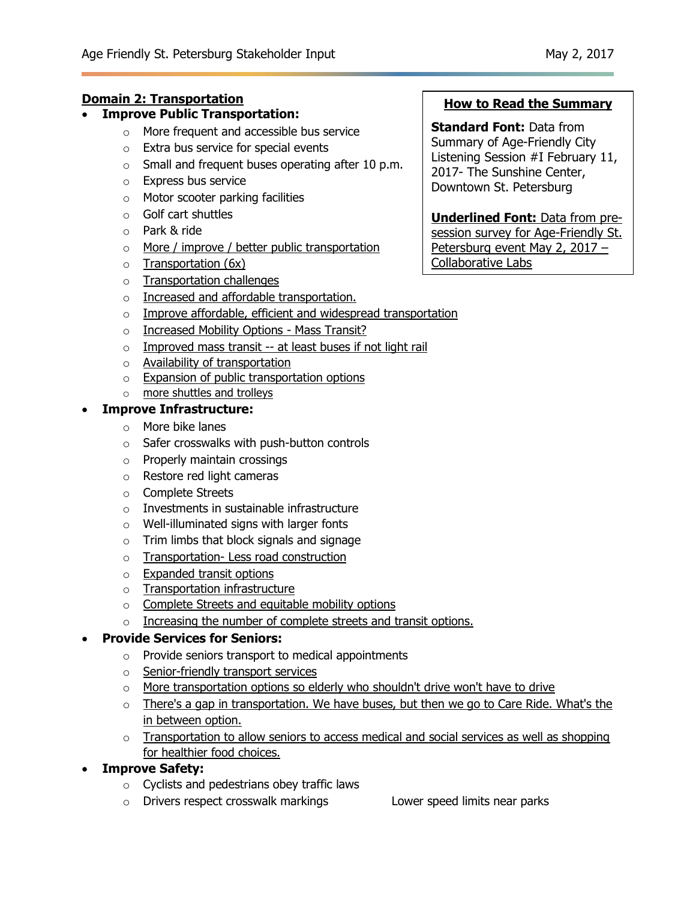## Domain 2: Transportation

> **How to Read the Summary**
>
> **Standard Font:** Data from Summary of Age-Friendly City Listening Session #I February 11, 2017- The Sunshine Center, Downtown St. Petersburg
>
> **Underlined Font:** <u>Data from pre-session survey for Age-Friendly St. Petersburg event May 2, 2017 – Collaborative Labs</u>

- **Improve Public Transportation:**
  - More frequent and accessible bus service
  - Extra bus service for special events
  - Small and frequent buses operating after 10 p.m.
  - Express bus service
  - Motor scooter parking facilities
  - Golf cart shuttles
  - Park & ride
  - <u>More / improve / better public transportation</u>
  - <u>Transportation (6x)</u>
  - <u>Transportation challenges</u>
  - <u>Increased and affordable transportation.</u>
  - <u>Improve affordable, efficient and widespread transportation</u>
  - <u>Increased Mobility Options - Mass Transit?</u>
  - <u>Improved mass transit -- at least buses if not light rail</u>
  - <u>Availability of transportation</u>
  - <u>Expansion of public transportation options</u>
  - <u>more shuttles and trolleys</u>
- **Improve Infrastructure:**
  - More bike lanes
  - Safer crosswalks with push-button controls
  - Properly maintain crossings
  - Restore red light cameras
  - Complete Streets
  - Investments in sustainable infrastructure
  - Well-illuminated signs with larger fonts
  - Trim limbs that block signals and signage
  - <u>Transportation- Less road construction</u>
  - <u>Expanded transit options</u>
  - <u>Transportation infrastructure</u>
  - <u>Complete Streets and equitable mobility options</u>
  - <u>Increasing the number of complete streets and transit options.</u>
- **Provide Services for Seniors:**
  - Provide seniors transport to medical appointments
  - <u>Senior-friendly transport services</u>
  - <u>More transportation options so elderly who shouldn't drive won't have to drive</u>
  - <u>There's a gap in transportation. We have buses, but then we go to Care Ride. What's the in between option.</u>
  - <u>Transportation to allow seniors to access medical and social services as well as shopping for healthier food choices.</u>
- **Improve Safety:**
  - Cyclists and pedestrians obey traffic laws
  - Drivers respect crosswalk markings
  - Lower speed limits near parks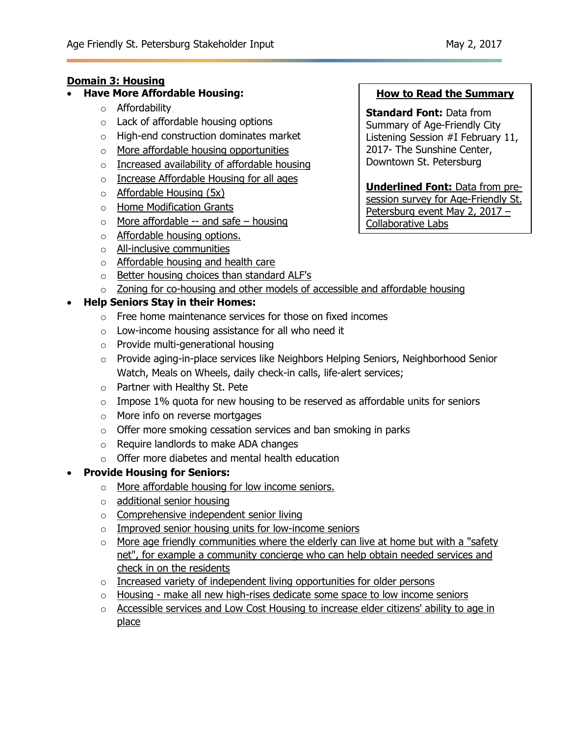## Domain 3: Housing

**How to Read the Summary**

**Standard Font:** Data from Summary of Age-Friendly City Listening Session #I February 11, 2017- The Sunshine Center, Downtown St. Petersburg

**Underlined Font:** Data from pre-session survey for Age-Friendly St. Petersburg event May 2, 2017 – Collaborative Labs

- **Have More Affordable Housing:**
  - Affordability
  - Lack of affordable housing options
  - High-end construction dominates market
  - <u>More affordable housing opportunities</u>
  - <u>Increased availability of affordable housing</u>
  - <u>Increase Affordable Housing for all ages</u>
  - <u>Affordable Housing (5x)</u>
  - <u>Home Modification Grants</u>
  - <u>More affordable -- and safe – housing</u>
  - <u>Affordable housing options.</u>
  - <u>All-inclusive communities</u>
  - <u>Affordable housing and health care</u>
  - <u>Better housing choices than standard ALF's</u>
  - <u>Zoning for co-housing and other models of accessible and affordable housing</u>
- **Help Seniors Stay in their Homes:**
  - Free home maintenance services for those on fixed incomes
  - Low-income housing assistance for all who need it
  - Provide multi-generational housing
  - Provide aging-in-place services like Neighbors Helping Seniors, Neighborhood Senior Watch, Meals on Wheels, daily check-in calls, life-alert services;
  - Partner with Healthy St. Pete
  - Impose 1% quota for new housing to be reserved as affordable units for seniors
  - More info on reverse mortgages
  - Offer more smoking cessation services and ban smoking in parks
  - Require landlords to make ADA changes
  - Offer more diabetes and mental health education
- **Provide Housing for Seniors:**
  - <u>More affordable housing for low income seniors.</u>
  - <u>additional senior housing</u>
  - <u>Comprehensive independent senior living</u>
  - <u>Improved senior housing units for low-income seniors</u>
  - <u>More age friendly communities where the elderly can live at home but with a "safety net", for example a community concierge who can help obtain needed services and check in on the residents</u>
  - <u>Increased variety of independent living opportunities for older persons</u>
  - <u>Housing - make all new high-rises dedicate some space to low income seniors</u>
  - <u>Accessible services and Low Cost Housing to increase elder citizens' ability to age in place</u>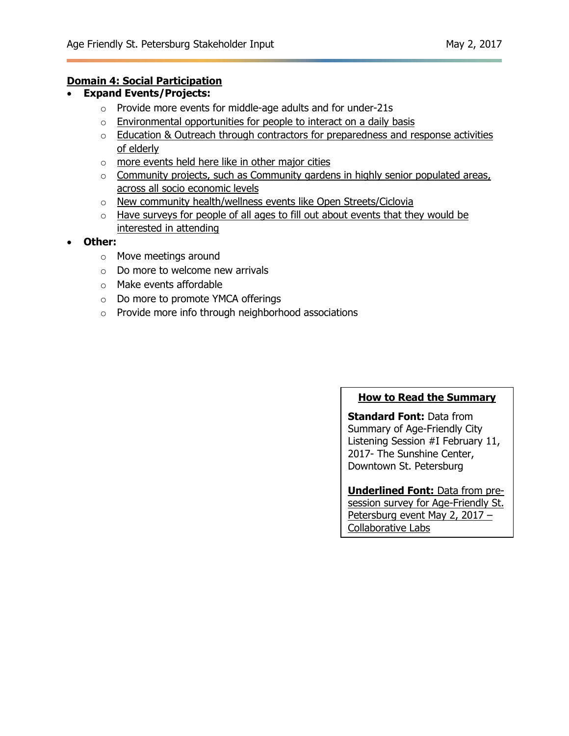## Domain 4: Social Participation

- **Expand Events/Projects:**
  - Provide more events for middle-age adults and for under-21s
  - <u>Environmental opportunities for people to interact on a daily basis</u>
  - <u>Education & Outreach through contractors for preparedness and response activities of elderly</u>
  - <u>more events held here like in other major cities</u>
  - <u>Community projects, such as Community gardens in highly senior populated areas, across all socio economic levels</u>
  - <u>New community health/wellness events like Open Streets/Ciclovia</u>
  - <u>Have surveys for people of all ages to fill out about events that they would be interested in attending</u>
- **Other:**
  - Move meetings around
  - Do more to welcome new arrivals
  - Make events affordable
  - Do more to promote YMCA offerings
  - Provide more info through neighborhood associations

**<u>How to Read the Summary</u>**

**Standard Font:** Data from Summary of Age-Friendly City Listening Session #I February 11, 2017- The Sunshine Center, Downtown St. Petersburg

<u>**Underlined Font:** Data from pre-session survey for Age-Friendly St. Petersburg event May 2, 2017 – Collaborative Labs</u>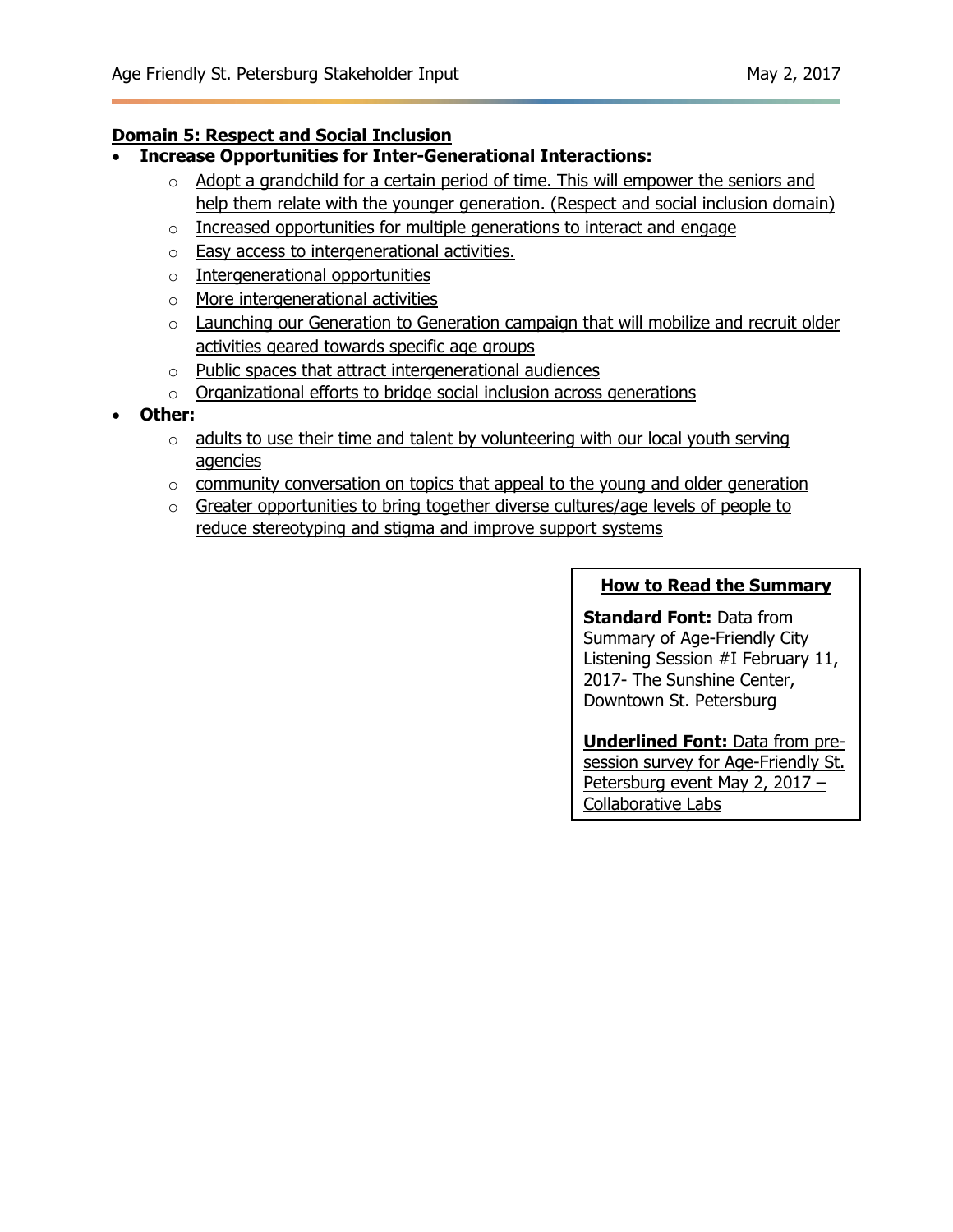## Domain 5: Respect and Social Inclusion

- **Increase Opportunities for Inter-Generational Interactions:**
  - Adopt a grandchild for a certain period of time. This will empower the seniors and help them relate with the younger generation. (Respect and social inclusion domain)
  - Increased opportunities for multiple generations to interact and engage
  - Easy access to intergenerational activities.
  - Intergenerational opportunities
  - More intergenerational activities
  - Launching our Generation to Generation campaign that will mobilize and recruit older activities geared towards specific age groups
  - Public spaces that attract intergenerational audiences
  - Organizational efforts to bridge social inclusion across generations
- **Other:**
  - adults to use their time and talent by volunteering with our local youth serving agencies
  - community conversation on topics that appeal to the young and older generation
  - Greater opportunities to bring together diverse cultures/age levels of people to reduce stereotyping and stigma and improve support systems

**How to Read the Summary**

**Standard Font:** Data from Summary of Age-Friendly City Listening Session #I February 11, 2017- The Sunshine Center, Downtown St. Petersburg

**Underlined Font:** Data from pre-session survey for Age-Friendly St. Petersburg event May 2, 2017 – Collaborative Labs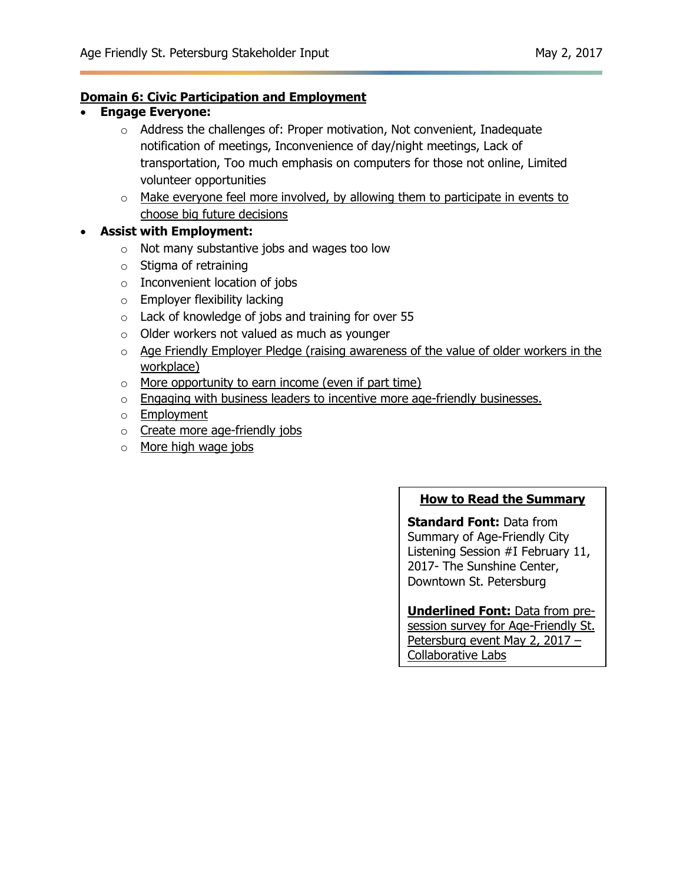## <u>Domain 6: Civic Participation and Employment</u>

- **Engage Everyone:**
  - Address the challenges of: Proper motivation, Not convenient, Inadequate notification of meetings, Inconvenience of day/night meetings, Lack of transportation, Too much emphasis on computers for those not online, Limited volunteer opportunities
  - <u>Make everyone feel more involved, by allowing them to participate in events to choose big future decisions</u>
- **Assist with Employment:**
  - Not many substantive jobs and wages too low
  - Stigma of retraining
  - Inconvenient location of jobs
  - Employer flexibility lacking
  - Lack of knowledge of jobs and training for over 55
  - Older workers not valued as much as younger
  - <u>Age Friendly Employer Pledge (raising awareness of the value of older workers in the workplace)</u>
  - <u>More opportunity to earn income (even if part time)</u>
  - <u>Engaging with business leaders to incentive more age-friendly businesses.</u>
  - <u>Employment</u>
  - <u>Create more age-friendly jobs</u>
  - <u>More high wage jobs</u>

**<u>How to Read the Summary</u>**

**Standard Font:** Data from Summary of Age-Friendly City Listening Session #I February 11, 2017- The Sunshine Center, Downtown St. Petersburg

<u>**Underlined Font:** Data from pre-session survey for Age-Friendly St. Petersburg event May 2, 2017 – Collaborative Labs</u>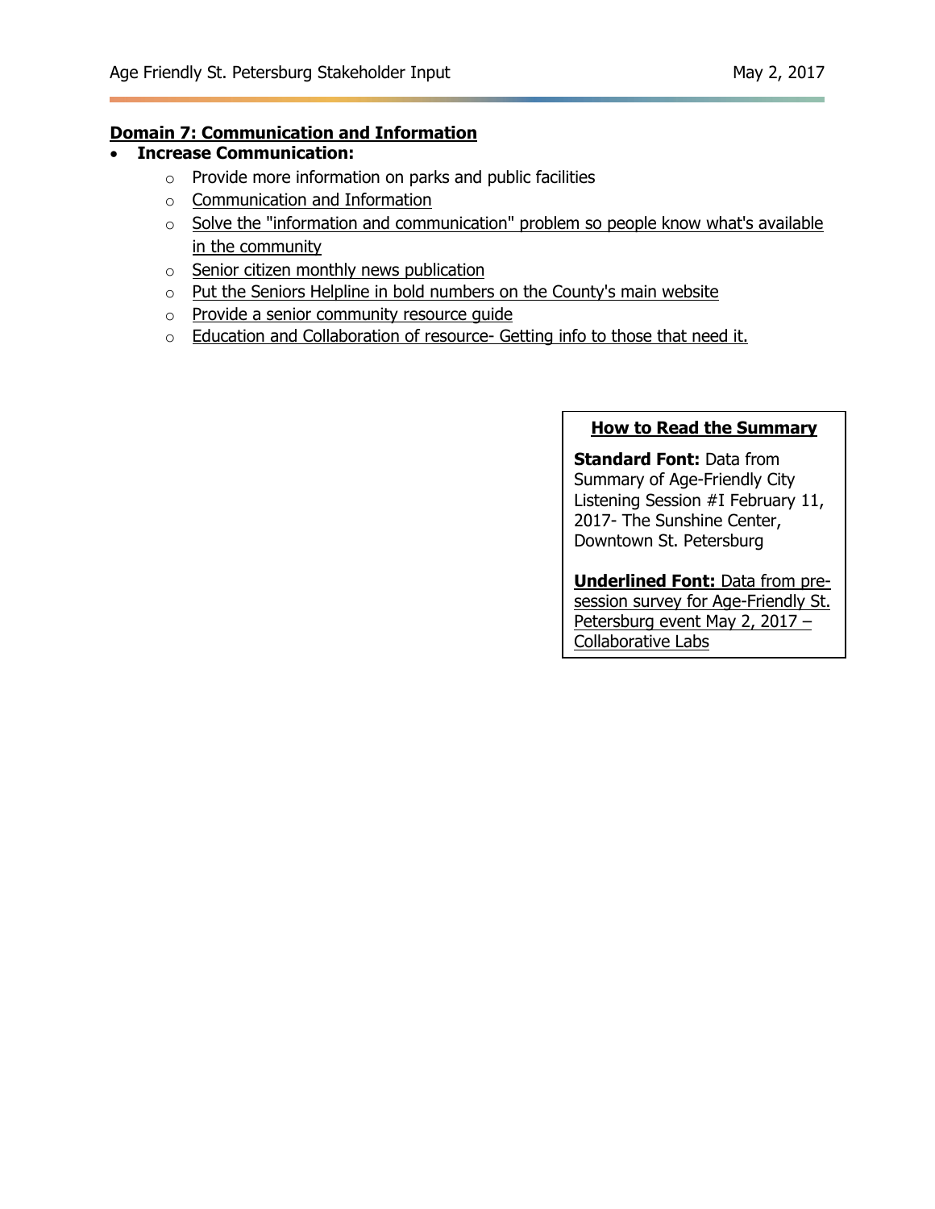## Domain 7: Communication and Information

- **Increase Communication:**
  - Provide more information on parks and public facilities
  - <u>Communication and Information</u>
  - <u>Solve the "information and communication" problem so people know what's available in the community</u>
  - <u>Senior citizen monthly news publication</u>
  - <u>Put the Seniors Helpline in bold numbers on the County's main website</u>
  - <u>Provide a senior community resource guide</u>
  - <u>Education and Collaboration of resource- Getting info to those that need it.</u>

**<u>How to Read the Summary</u>**

**Standard Font:** Data from Summary of Age-Friendly City Listening Session #I February 11, 2017- The Sunshine Center, Downtown St. Petersburg

**<u>Underlined Font:</u>** <u>Data from pre-session survey for Age-Friendly St. Petersburg event May 2, 2017 – Collaborative Labs</u>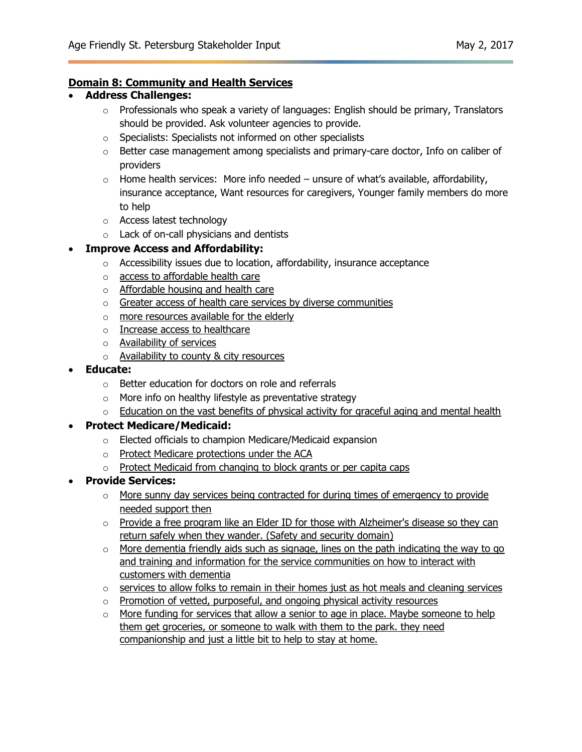## Domain 8: Community and Health Services

- **Address Challenges:**
  - Professionals who speak a variety of languages: English should be primary, Translators should be provided. Ask volunteer agencies to provide.
  - Specialists: Specialists not informed on other specialists
  - Better case management among specialists and primary-care doctor, Info on caliber of providers
  - Home health services: More info needed – unsure of what's available, affordability, insurance acceptance, Want resources for caregivers, Younger family members do more to help
  - Access latest technology
  - Lack of on-call physicians and dentists
- **Improve Access and Affordability:**
  - Accessibility issues due to location, affordability, insurance acceptance
  - access to affordable health care
  - Affordable housing and health care
  - Greater access of health care services by diverse communities
  - more resources available for the elderly
  - Increase access to healthcare
  - Availability of services
  - Availability to county & city resources
- **Educate:**
  - Better education for doctors on role and referrals
  - More info on healthy lifestyle as preventative strategy
  - Education on the vast benefits of physical activity for graceful aging and mental health
- **Protect Medicare/Medicaid:**
  - Elected officials to champion Medicare/Medicaid expansion
  - Protect Medicare protections under the ACA
  - Protect Medicaid from changing to block grants or per capita caps
- **Provide Services:**
  - More sunny day services being contracted for during times of emergency to provide needed support then
  - Provide a free program like an Elder ID for those with Alzheimer's disease so they can return safely when they wander. (Safety and security domain)
  - More dementia friendly aids such as signage, lines on the path indicating the way to go and training and information for the service communities on how to interact with customers with dementia
  - services to allow folks to remain in their homes just as hot meals and cleaning services
  - Promotion of vetted, purposeful, and ongoing physical activity resources
  - More funding for services that allow a senior to age in place. Maybe someone to help them get groceries, or someone to walk with them to the park. they need companionship and just a little bit to help to stay at home.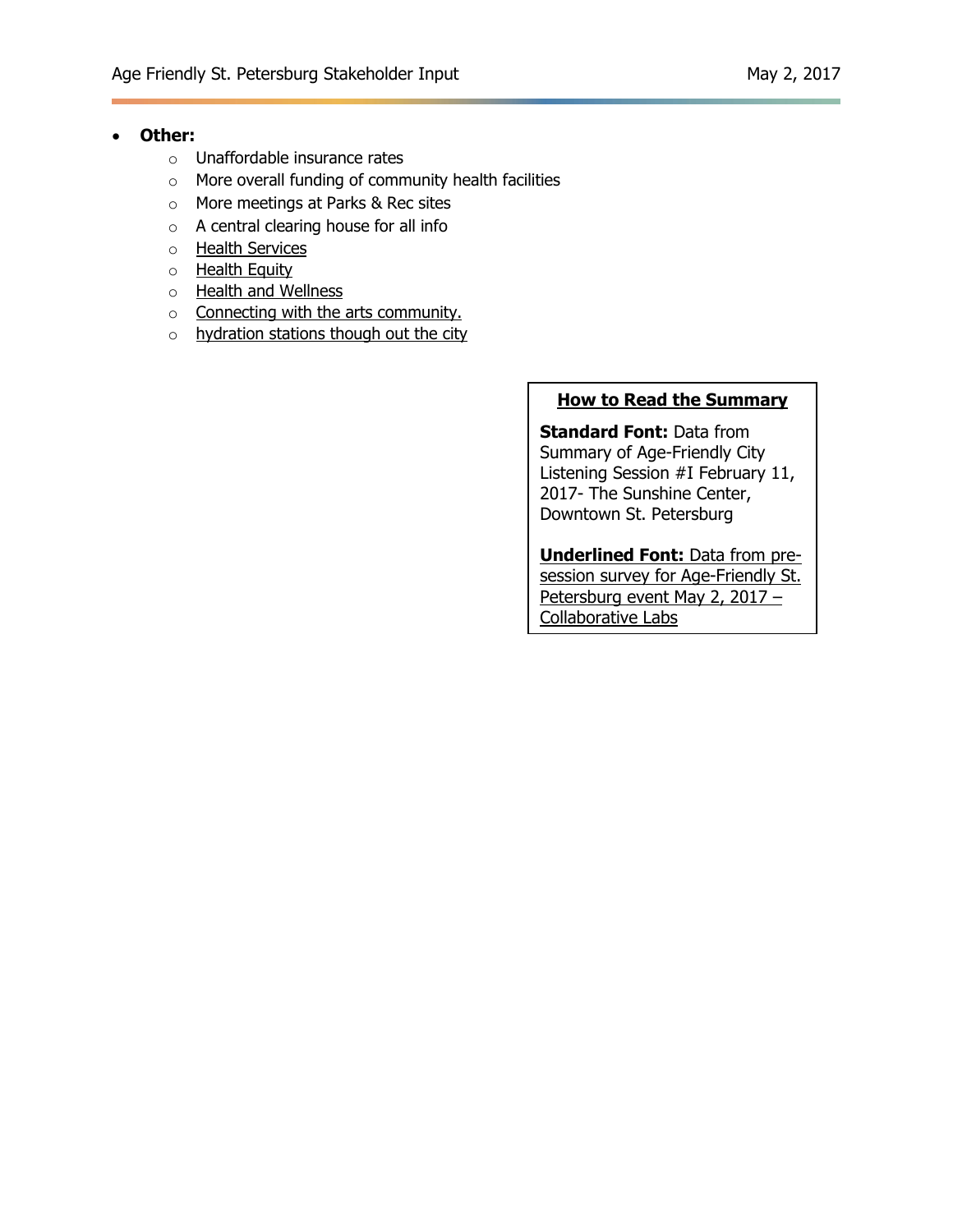- **Other:**
  - Unaffordable insurance rates
  - More overall funding of community health facilities
  - More meetings at Parks & Rec sites
  - A central clearing house for all info
  - <u>Health Services</u>
  - <u>Health Equity</u>
  - <u>Health and Wellness</u>
  - <u>Connecting with the arts community.</u>
  - <u>hydration stations though out the city</u>

**<u>How to Read the Summary</u>**

**Standard Font:** Data from Summary of Age-Friendly City Listening Session #I February 11, 2017- The Sunshine Center, Downtown St. Petersburg

<u>**Underlined Font:** Data from pre-session survey for Age-Friendly St. Petersburg event May 2, 2017 – Collaborative Labs</u>